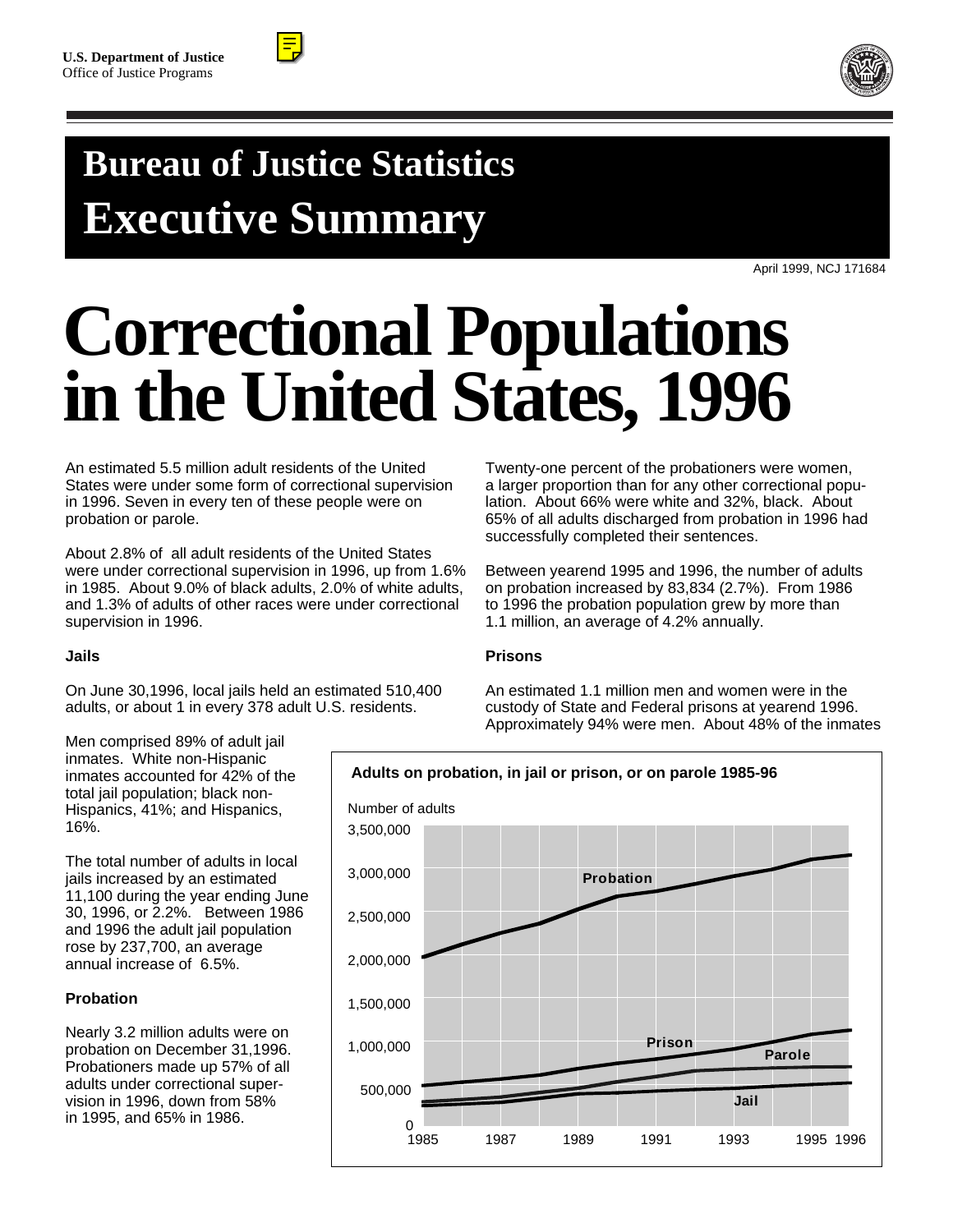U.S. Department of Justice
Office of Justice Programs

# Bureau of Justice Statistics
# Executive Summary

April 1999, NCJ 171684

# Correctional Populations in the United States, 1996

An estimated 5.5 million adult residents of the United States were under some form of correctional supervision in 1996. Seven in every ten of these people were on probation or parole.

About 2.8% of all adult residents of the United States were under correctional supervision in 1996, up from 1.6% in 1985. About 9.0% of black adults, 2.0% of white adults, and 1.3% of adults of other races were under correctional supervision in 1996.

### Jails

On June 30,1996, local jails held an estimated 510,400 adults, or about 1 in every 378 adult U.S. residents.

Men comprised 89% of adult jail inmates. White non-Hispanic inmates accounted for 42% of the total jail population; black non-Hispanics, 41%; and Hispanics, 16%.

The total number of adults in local jails increased by an estimated 11,100 during the year ending June 30, 1996, or 2.2%. Between 1986 and 1996 the adult jail population rose by 237,700, an average annual increase of 6.5%.

### Probation

Nearly 3.2 million adults were on probation on December 31,1996. Probationers made up 57% of all adults under correctional supervision in 1996, down from 58% in 1995, and 65% in 1986.

Twenty-one percent of the probationers were women, a larger proportion than for any other correctional population. About 66% were white and 32%, black. About 65% of all adults discharged from probation in 1996 had successfully completed their sentences.

Between yearend 1995 and 1996, the number of adults on probation increased by 83,834 (2.7%). From 1986 to 1996 the probation population grew by more than 1.1 million, an average of 4.2% annually.

### Prisons

An estimated 1.1 million men and women were in the custody of State and Federal prisons at yearend 1996. Approximately 94% were men. About 48% of the inmates

**Adults on probation, in jail or prison, or on parole 1985-96**

Number of adults: 0 – 3,500,000; series: Probation, Prison, Parole, Jail; years 1985–1996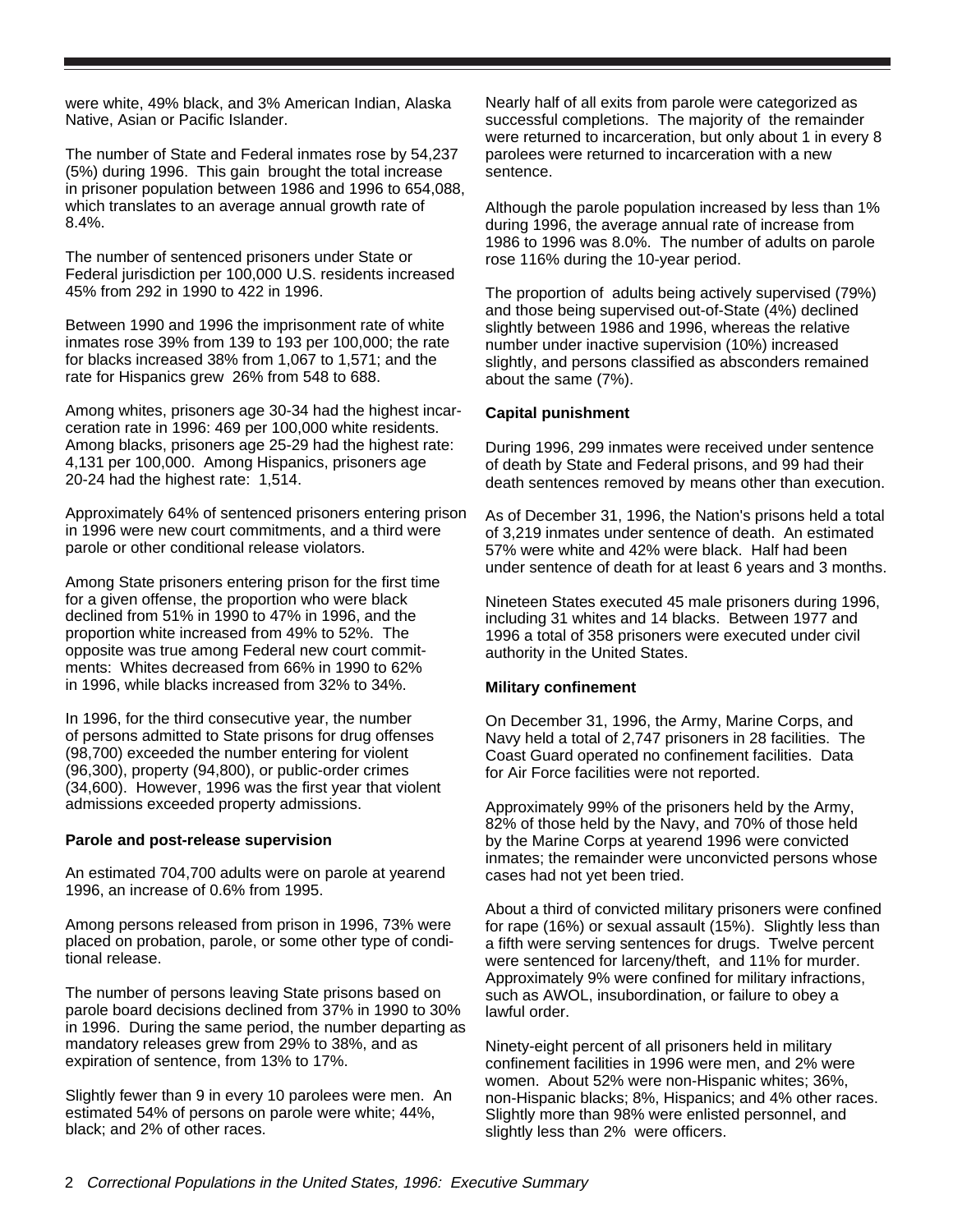were white, 49% black, and 3% American Indian, Alaska Native, Asian or Pacific Islander.

The number of State and Federal inmates rose by 54,237 (5%) during 1996. This gain brought the total increase in prisoner population between 1986 and 1996 to 654,088, which translates to an average annual growth rate of 8.4%.

The number of sentenced prisoners under State or Federal jurisdiction per 100,000 U.S. residents increased 45% from 292 in 1990 to 422 in 1996.

Between 1990 and 1996 the imprisonment rate of white inmates rose 39% from 139 to 193 per 100,000; the rate for blacks increased 38% from 1,067 to 1,571; and the rate for Hispanics grew 26% from 548 to 688.

Among whites, prisoners age 30-34 had the highest incarceration rate in 1996: 469 per 100,000 white residents. Among blacks, prisoners age 25-29 had the highest rate: 4,131 per 100,000. Among Hispanics, prisoners age 20-24 had the highest rate: 1,514.

Approximately 64% of sentenced prisoners entering prison in 1996 were new court commitments, and a third were parole or other conditional release violators.

Among State prisoners entering prison for the first time for a given offense, the proportion who were black declined from 51% in 1990 to 47% in 1996, and the proportion white increased from 49% to 52%. The opposite was true among Federal new court commitments: Whites decreased from 66% in 1990 to 62% in 1996, while blacks increased from 32% to 34%.

In 1996, for the third consecutive year, the number of persons admitted to State prisons for drug offenses (98,700) exceeded the number entering for violent (96,300), property (94,800), or public-order crimes (34,600). However, 1996 was the first year that violent admissions exceeded property admissions.

**Parole and post-release supervision**

An estimated 704,700 adults were on parole at yearend 1996, an increase of 0.6% from 1995.

Among persons released from prison in 1996, 73% were placed on probation, parole, or some other type of conditional release.

The number of persons leaving State prisons based on parole board decisions declined from 37% in 1990 to 30% in 1996. During the same period, the number departing as mandatory releases grew from 29% to 38%, and as expiration of sentence, from 13% to 17%.

Slightly fewer than 9 in every 10 parolees were men. An estimated 54% of persons on parole were white; 44%, black; and 2% of other races.

Nearly half of all exits from parole were categorized as successful completions. The majority of the remainder were returned to incarceration, but only about 1 in every 8 parolees were returned to incarceration with a new sentence.

Although the parole population increased by less than 1% during 1996, the average annual rate of increase from 1986 to 1996 was 8.0%. The number of adults on parole rose 116% during the 10-year period.

The proportion of adults being actively supervised (79%) and those being supervised out-of-State (4%) declined slightly between 1986 and 1996, whereas the relative number under inactive supervision (10%) increased slightly, and persons classified as absconders remained about the same (7%).

**Capital punishment**

During 1996, 299 inmates were received under sentence of death by State and Federal prisons, and 99 had their death sentences removed by means other than execution.

As of December 31, 1996, the Nation's prisons held a total of 3,219 inmates under sentence of death. An estimated 57% were white and 42% were black. Half had been under sentence of death for at least 6 years and 3 months.

Nineteen States executed 45 male prisoners during 1996, including 31 whites and 14 blacks. Between 1977 and 1996 a total of 358 prisoners were executed under civil authority in the United States.

**Military confinement**

On December 31, 1996, the Army, Marine Corps, and Navy held a total of 2,747 prisoners in 28 facilities. The Coast Guard operated no confinement facilities. Data for Air Force facilities were not reported.

Approximately 99% of the prisoners held by the Army, 82% of those held by the Navy, and 70% of those held by the Marine Corps at yearend 1996 were convicted inmates; the remainder were unconvicted persons whose cases had not yet been tried.

About a third of convicted military prisoners were confined for rape (16%) or sexual assault (15%). Slightly less than a fifth were serving sentences for drugs. Twelve percent were sentenced for larceny/theft, and 11% for murder. Approximately 9% were confined for military infractions, such as AWOL, insubordination, or failure to obey a lawful order.

Ninety-eight percent of all prisoners held in military confinement facilities in 1996 were men, and 2% were women. About 52% were non-Hispanic whites; 36%, non-Hispanic blacks; 8%, Hispanics; and 4% other races. Slightly more than 98% were enlisted personnel, and slightly less than 2% were officers.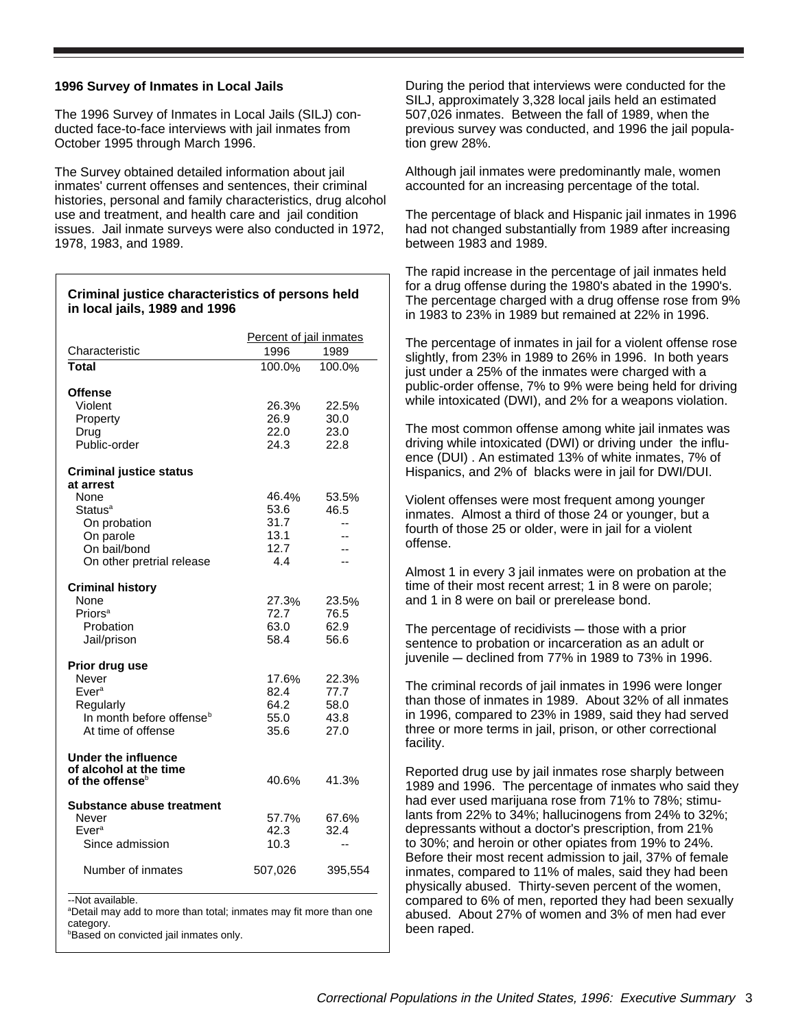### 1996 Survey of Inmates in Local Jails

The 1996 Survey of Inmates in Local Jails (SILJ) conducted face-to-face interviews with jail inmates from October 1995 through March 1996.

The Survey obtained detailed information about jail inmates' current offenses and sentences, their criminal histories, personal and family characteristics, drug alcohol use and treatment, and health care and jail condition issues. Jail inmate surveys were also conducted in 1972, 1978, 1983, and 1989.

**Criminal justice characteristics of persons held in local jails, 1989 and 1996**

| Characteristic | Percent of jail inmates | |
|---|---|---|
| | 1996 | 1989 |
| **Total** | 100.0% | 100.0% |
| **Offense** | | |
| Violent | 26.3% | 22.5% |
| Property | 26.9 | 30.0 |
| Drug | 22.0 | 23.0 |
| Public-order | 24.3 | 22.8 |
| **Criminal justice status at arrest** | | |
| None | 46.4% | 53.5% |
| Status[a] | 53.6 | 46.5 |
| On probation | 31.7 | -- |
| On parole | 13.1 | -- |
| On bail/bond | 12.7 | -- |
| On other pretrial release | 4.4 | -- |
| **Criminal history** | | |
| None | 27.3% | 23.5% |
| Priors[a] | 72.7 | 76.5 |
| Probation | 63.0 | 62.9 |
| Jail/prison | 58.4 | 56.6 |
| **Prior drug use** | | |
| Never | 17.6% | 22.3% |
| Ever[a] | 82.4 | 77.7 |
| Regularly | 64.2 | 58.0 |
| In month before offense[b] | 55.0 | 43.8 |
| At time of offense | 35.6 | 27.0 |
| **Under the influence of alcohol at the time of the offense**[b] | 40.6% | 41.3% |
| **Substance abuse treatment** | | |
| Never | 57.7% | 67.6% |
| Ever[a] | 42.3 | 32.4 |
| Since admission | 10.3 | -- |
| Number of inmates | 507,026 | 395,554 |

--Not available.
[a]Detail may add to more than total; inmates may fit more than one category.
[b]Based on convicted jail inmates only.

During the period that interviews were conducted for the SILJ, approximately 3,328 local jails held an estimated 507,026 inmates. Between the fall of 1989, when the previous survey was conducted, and 1996 the jail population grew 28%.

Although jail inmates were predominantly male, women accounted for an increasing percentage of the total.

The percentage of black and Hispanic jail inmates in 1996 had not changed substantially from 1989 after increasing between 1983 and 1989.

The rapid increase in the percentage of jail inmates held for a drug offense during the 1980's abated in the 1990's. The percentage charged with a drug offense rose from 9% in 1983 to 23% in 1989 but remained at 22% in 1996.

The percentage of inmates in jail for a violent offense rose slightly, from 23% in 1989 to 26% in 1996. In both years just under a 25% of the inmates were charged with a public-order offense, 7% to 9% were being held for driving while intoxicated (DWI), and 2% for a weapons violation.

The most common offense among white jail inmates was driving while intoxicated (DWI) or driving under the influence (DUI) . An estimated 13% of white inmates, 7% of Hispanics, and 2% of blacks were in jail for DWI/DUI.

Violent offenses were most frequent among younger inmates. Almost a third of those 24 or younger, but a fourth of those 25 or older, were in jail for a violent offense.

Almost 1 in every 3 jail inmates were on probation at the time of their most recent arrest; 1 in 8 were on parole; and 1 in 8 were on bail or prerelease bond.

The percentage of recidivists — those with a prior sentence to probation or incarceration as an adult or juvenile — declined from 77% in 1989 to 73% in 1996.

The criminal records of jail inmates in 1996 were longer than those of inmates in 1989. About 32% of all inmates in 1996, compared to 23% in 1989, said they had served three or more terms in jail, prison, or other correctional facility.

Reported drug use by jail inmates rose sharply between 1989 and 1996. The percentage of inmates who said they had ever used marijuana rose from 71% to 78%; stimulants from 22% to 34%; hallucinogens from 24% to 32%; depressants without a doctor's prescription, from 21% to 30%; and heroin or other opiates from 19% to 24%. Before their most recent admission to jail, 37% of female inmates, compared to 11% of males, said they had been physically abused. Thirty-seven percent of the women, compared to 6% of men, reported they had been sexually abused. About 27% of women and 3% of men had ever been raped.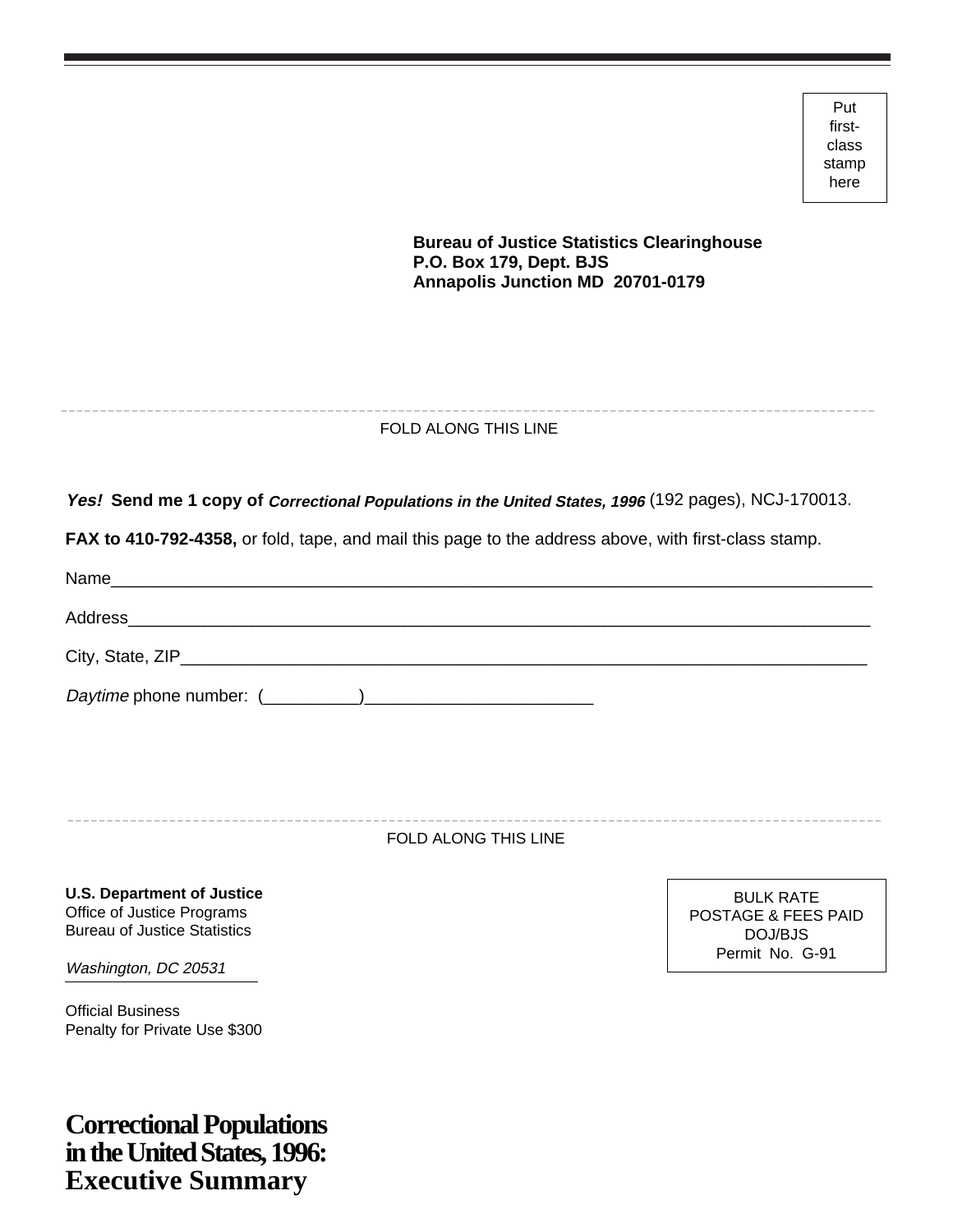Put first-class stamp here

**Bureau of Justice Statistics Clearinghouse**
**P.O. Box 179, Dept. BJS**
**Annapolis Junction MD 20701-0179**

FOLD ALONG THIS LINE

***Yes!*** **Send me 1 copy of** ***Correctional Populations in the United States, 1996*** (192 pages), NCJ-170013.

**FAX to 410-792-4358,** or fold, tape, and mail this page to the address above, with first-class stamp.

Name_______________________________________________________________________________

Address_____________________________________________________________________________

City, State, ZIP_______________________________________________________________________

*Daytime* phone number: (__________)________________________

FOLD ALONG THIS LINE

**U.S. Department of Justice**
Office of Justice Programs
Bureau of Justice Statistics

*Washington, DC 20531*

Official Business
Penalty for Private Use $300

BULK RATE
POSTAGE & FEES PAID
DOJ/BJS
Permit No. G-91

# Correctional Populations in the United States, 1996: Executive Summary